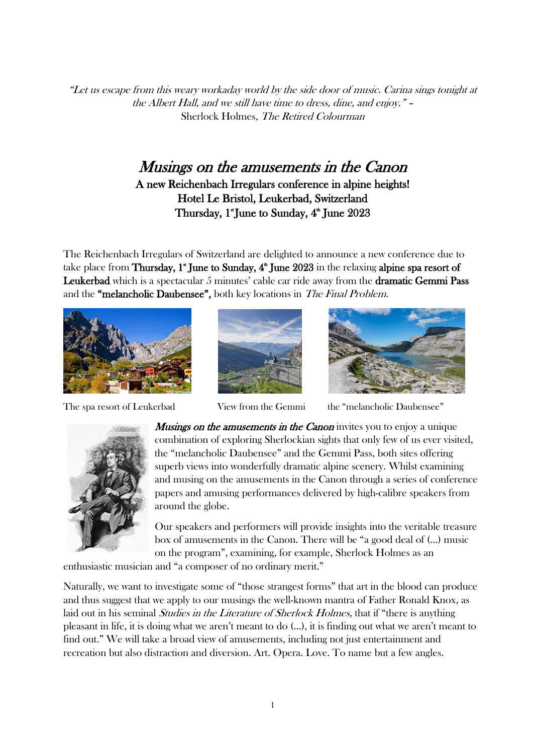*"Let us escape from this weary workaday world by the side door of music. Carina sings tonight at the Albert Hall, and we still have time to dress, dine, and enjoy."* – Sherlock Holmes, *The Retired Colourman*

# *Musings on the amusements in the Canon*

**A new Reichenbach Irregulars conference in alpine heights!**
**Hotel Le Bristol, Leukerbad, Switzerland**
**Thursday, 1st June to Sunday, 4th June 2023**

The Reichenbach Irregulars of Switzerland are delighted to announce a new conference due to take place from **Thursday, 1st June to Sunday, 4th June 2023** in the relaxing **alpine spa resort of Leukerbad** which is a spectacular 5 minutes' cable car ride away from the **dramatic Gemmi Pass** and the **"melancholic Daubensee",** both key locations in *The Final Problem.*

The spa resort of Leukerbad

View from the Gemmi

the "melancholic Daubensee"

***Musings on the amusements in the Canon*** invites you to enjoy a unique combination of exploring Sherlockian sights that only few of us ever visited, the "melancholic Daubensee" and the Gemmi Pass, both sites offering superb views into wonderfully dramatic alpine scenery. Whilst examining and musing on the amusements in the Canon through a series of conference papers and amusing performances delivered by high-calibre speakers from around the globe.

Our speakers and performers will provide insights into the veritable treasure box of amusements in the Canon. There will be "a good deal of (…) music on the program", examining, for example, Sherlock Holmes as an enthusiastic musician and "a composer of no ordinary merit."

Naturally, we want to investigate some of "those strangest forms" that art in the blood can produce and thus suggest that we apply to our musings the well-known mantra of Father Ronald Knox, as laid out in his seminal *Studies in the Literature of Sherlock Holmes,* that if "there is anything pleasant in life, it is doing what we aren't meant to do (…), it is finding out what we aren't meant to find out." We will take a broad view of amusements, including not just entertainment and recreation but also distraction and diversion. Art. Opera. Love. To name but a few angles.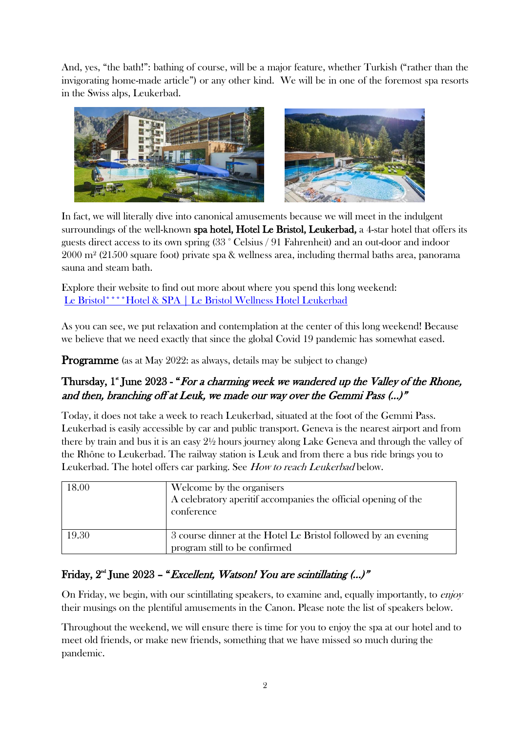And, yes, "the bath!": bathing of course, will be a major feature, whether Turkish ("rather than the invigorating home-made article") or any other kind. We will be in one of the foremost spa resorts in the Swiss alps, Leukerbad.

In fact, we will literally dive into canonical amusements because we will meet in the indulgent surroundings of the well-known **spa hotel, Hotel Le Bristol, Leukerbad,** a 4-star hotel that offers its guests direct access to its own spring (33 ° Celsius / 91 Fahrenheit) and an out-door and indoor 2000 m² (21500 square foot) private spa & wellness area, including thermal baths area, panorama sauna and steam bath.

Explore their website to find out more about where you spend this long weekend: [Le Bristol\*\*\*\*Hotel & SPA | Le Bristol Wellness Hotel Leukerbad]

As you can see, we put relaxation and contemplation at the center of this long weekend! Because we believe that we need exactly that since the global Covid 19 pandemic has somewhat eased.

**Programme** (as at May 2022: as always, details may be subject to change)

### Thursday, 1st June 2023 - "*For a charming week we wandered up the Valley of the Rhone, and then, branching off at Leuk, we made our way over the Gemmi Pass (...)*"

Today, it does not take a week to reach Leukerbad, situated at the foot of the Gemmi Pass. Leukerbad is easily accessible by car and public transport. Geneva is the nearest airport and from there by train and bus it is an easy 2½ hours journey along Lake Geneva and through the valley of the Rhône to Leukerbad. The railway station is Leuk and from there a bus ride brings you to Leukerbad. The hotel offers car parking. See *How to reach Leukerbad* below.

| | |
|---|---|
| 18.00 | Welcome by the organisers<br>A celebratory aperitif accompanies the official opening of the conference |
| 19.30 | 3 course dinner at the Hotel Le Bristol followed by an evening program still to be confirmed |

### Friday, 2nd June 2023 – "*Excellent, Watson! You are scintillating (...)*"

On Friday, we begin, with our scintillating speakers, to examine and, equally importantly, to *enjoy* their musings on the plentiful amusements in the Canon. Please note the list of speakers below.

Throughout the weekend, we will ensure there is time for you to enjoy the spa at our hotel and to meet old friends, or make new friends, something that we have missed so much during the pandemic.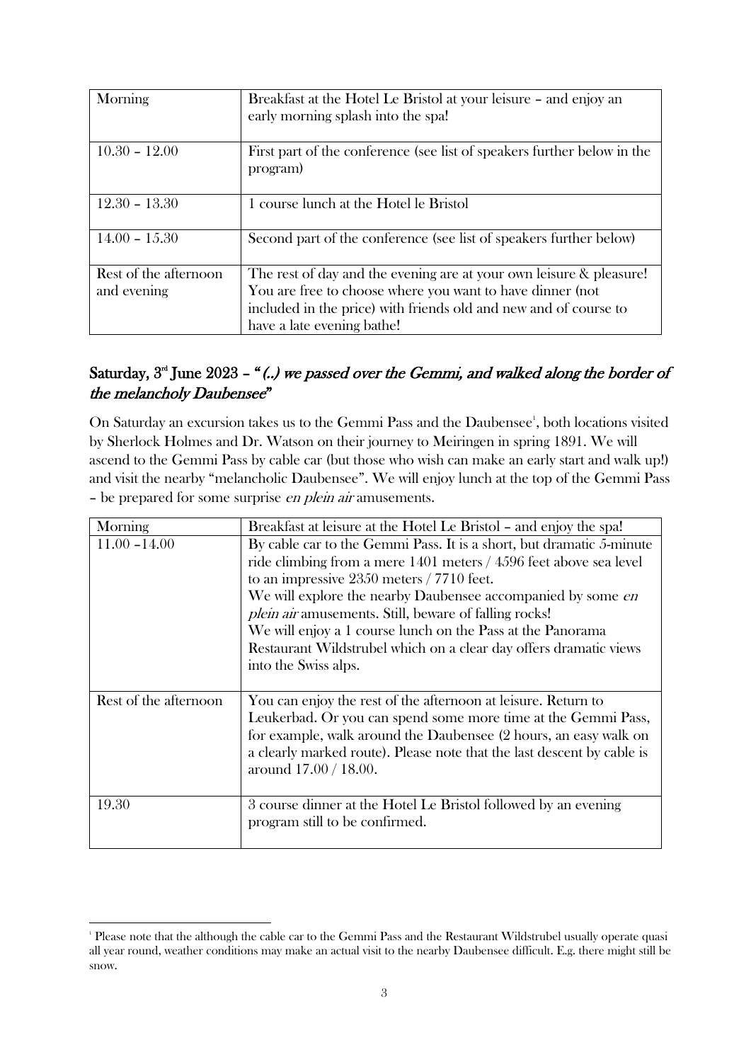| Morning | Breakfast at the Hotel Le Bristol at your leisure – and enjoy an early morning splash into the spa! |
|---|---|
| 10.30 – 12.00 | First part of the conference (see list of speakers further below in the program) |
| 12.30 – 13.30 | 1 course lunch at the Hotel le Bristol |
| 14.00 – 15.30 | Second part of the conference (see list of speakers further below) |
| Rest of the afternoon and evening | The rest of day and the evening are at your own leisure & pleasure! You are free to choose where you want to have dinner (not included in the price) with friends old and new and of course to have a late evening bathe! |

## Saturday, 3rd June 2023 – *"(..) we passed over the Gemmi, and walked along the border of the melancholy Daubensee"*

On Saturday an excursion takes us to the Gemmi Pass and the Daubensee[1], both locations visited by Sherlock Holmes and Dr. Watson on their journey to Meiringen in spring 1891. We will ascend to the Gemmi Pass by cable car (but those who wish can make an early start and walk up!) and visit the nearby "melancholic Daubensee". We will enjoy lunch at the top of the Gemmi Pass – be prepared for some surprise *en plein air* amusements.

| Morning | Breakfast at leisure at the Hotel Le Bristol – and enjoy the spa! |
|---|---|
| 11.00 –14.00 | By cable car to the Gemmi Pass. It is a short, but dramatic 5-minute ride climbing from a mere 1401 meters / 4596 feet above sea level to an impressive 2350 meters / 7710 feet.<br>We will explore the nearby Daubensee accompanied by some *en plein air* amusements. Still, beware of falling rocks!<br>We will enjoy a 1 course lunch on the Pass at the Panorama Restaurant Wildstrubel which on a clear day offers dramatic views into the Swiss alps. |
| Rest of the afternoon | You can enjoy the rest of the afternoon at leisure. Return to Leukerbad. Or you can spend some more time at the Gemmi Pass, for example, walk around the Daubensee (2 hours, an easy walk on a clearly marked route). Please note that the last descent by cable is around 17.00 / 18.00. |
| 19.30 | 3 course dinner at the Hotel Le Bristol followed by an evening program still to be confirmed. |

[1] Please note that the although the cable car to the Gemmi Pass and the Restaurant Wildstrubel usually operate quasi all year round, weather conditions may make an actual visit to the nearby Daubensee difficult. E.g. there might still be snow.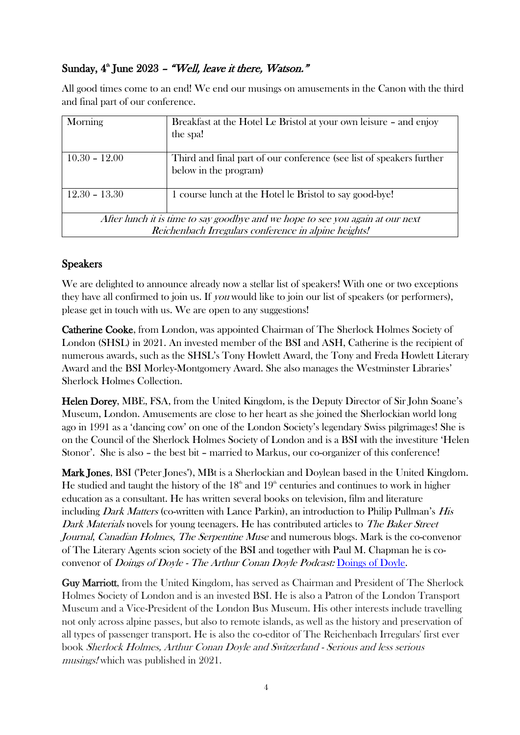## Sunday, 4th June 2023 – *"Well, leave it there, Watson."*

All good times come to an end! We end our musings on amusements in the Canon with the third and final part of our conference.

| Morning | Breakfast at the Hotel Le Bristol at your own leisure – and enjoy the spa! |
| --- | --- |
| 10.30 – 12.00 | Third and final part of our conference (see list of speakers further below in the program) |
| 12.30 – 13.30 | 1 course lunch at the Hotel le Bristol to say good-bye! |
| *After lunch it is time to say goodbye and we hope to see you again at our next Reichenbach Irregulars conference in alpine heights!* | |

## Speakers

We are delighted to announce already now a stellar list of speakers! With one or two exceptions they have all confirmed to join us. If *you* would like to join our list of speakers (or performers), please get in touch with us. We are open to any suggestions!

**Catherine Cooke**, from London, was appointed Chairman of The Sherlock Holmes Society of London (SHSL) in 2021. An invested member of the BSI and ASH, Catherine is the recipient of numerous awards, such as the SHSL's Tony Howlett Award, the Tony and Freda Howlett Literary Award and the BSI Morley-Montgomery Award. She also manages the Westminster Libraries' Sherlock Holmes Collection.

**Helen Dorey**, MBE, FSA, from the United Kingdom, is the Deputy Director of Sir John Soane's Museum, London. Amusements are close to her heart as she joined the Sherlockian world long ago in 1991 as a 'dancing cow' on one of the London Society's legendary Swiss pilgrimages! She is on the Council of the Sherlock Holmes Society of London and is a BSI with the investiture 'Helen Stonor'. She is also – the best bit – married to Markus, our co-organizer of this conference!

**Mark Jones**, BSI ("Peter Jones"), MBt is a Sherlockian and Doylean based in the United Kingdom. He studied and taught the history of the 18th and 19th centuries and continues to work in higher education as a consultant. He has written several books on television, film and literature including *Dark Matters* (co-written with Lance Parkin), an introduction to Philip Pullman's *His Dark Materials* novels for young teenagers. He has contributed articles to *The Baker Street Journal*, *Canadian Holmes*, *The Serpentine Muse* and numerous blogs. Mark is the co-convenor of The Literary Agents scion society of the BSI and together with Paul M. Chapman he is co-convenor of *Doings of Doyle - The Arthur Conan Doyle Podcast:* Doings of Doyle.

**Guy Marriott**, from the United Kingdom, has served as Chairman and President of The Sherlock Holmes Society of London and is an invested BSI. He is also a Patron of the London Transport Museum and a Vice-President of the London Bus Museum. His other interests include travelling not only across alpine passes, but also to remote islands, as well as the history and preservation of all types of passenger transport. He is also the co-editor of The Reichenbach Irregulars' first ever book *Sherlock Holmes, Arthur Conan Doyle and Switzerland - Serious and less serious musings!* which was published in 2021.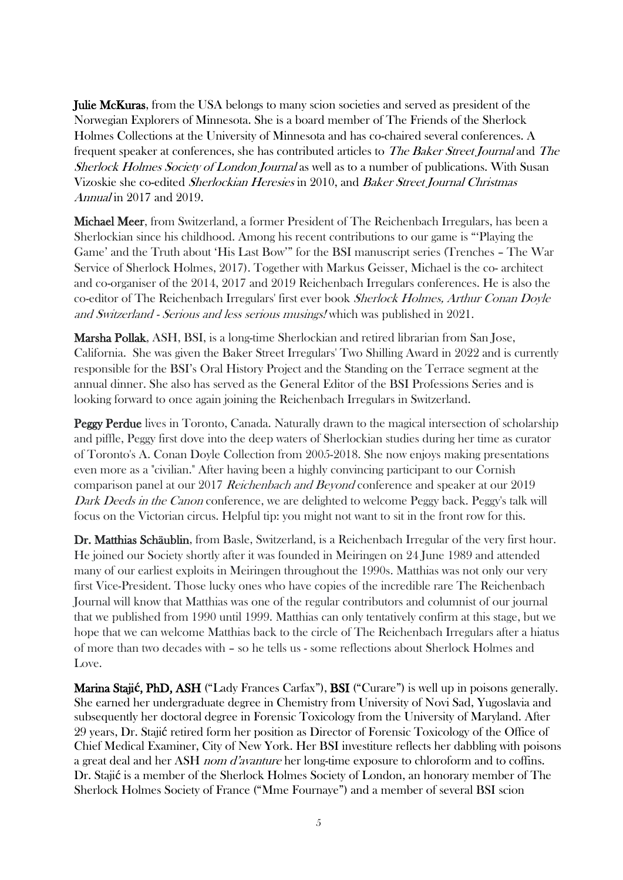**Julie McKuras**, from the USA belongs to many scion societies and served as president of the Norwegian Explorers of Minnesota. She is a board member of The Friends of the Sherlock Holmes Collections at the University of Minnesota and has co-chaired several conferences. A frequent speaker at conferences, she has contributed articles to *The Baker Street Journal* and *The Sherlock Holmes Society of London Journal* as well as to a number of publications. With Susan Vizoskie she co-edited *Sherlockian Heresies* in 2010, and *Baker Street Journal Christmas Annual* in 2017 and 2019.

**Michael Meer**, from Switzerland, a former President of The Reichenbach Irregulars, has been a Sherlockian since his childhood. Among his recent contributions to our game is "'Playing the Game' and the Truth about 'His Last Bow'" for the BSI manuscript series (Trenches – The War Service of Sherlock Holmes, 2017). Together with Markus Geisser, Michael is the co- architect and co-organiser of the 2014, 2017 and 2019 Reichenbach Irregulars conferences. He is also the co-editor of The Reichenbach Irregulars' first ever book *Sherlock Holmes, Arthur Conan Doyle and Switzerland - Serious and less serious musings!* which was published in 2021.

**Marsha Pollak**, ASH, BSI, is a long-time Sherlockian and retired librarian from San Jose, California. She was given the Baker Street Irregulars' Two Shilling Award in 2022 and is currently responsible for the BSI's Oral History Project and the Standing on the Terrace segment at the annual dinner. She also has served as the General Editor of the BSI Professions Series and is looking forward to once again joining the Reichenbach Irregulars in Switzerland.

**Peggy Perdue** lives in Toronto, Canada. Naturally drawn to the magical intersection of scholarship and piffle, Peggy first dove into the deep waters of Sherlockian studies during her time as curator of Toronto's A. Conan Doyle Collection from 2005-2018. She now enjoys making presentations even more as a "civilian." After having been a highly convincing participant to our Cornish comparison panel at our 2017 *Reichenbach and Beyond* conference and speaker at our 2019 *Dark Deeds in the Canon* conference, we are delighted to welcome Peggy back. Peggy's talk will focus on the Victorian circus. Helpful tip: you might not want to sit in the front row for this.

**Dr. Matthias Schäublin**, from Basle, Switzerland, is a Reichenbach Irregular of the very first hour. He joined our Society shortly after it was founded in Meiringen on 24 June 1989 and attended many of our earliest exploits in Meiringen throughout the 1990s. Matthias was not only our very first Vice-President. Those lucky ones who have copies of the incredible rare The Reichenbach Journal will know that Matthias was one of the regular contributors and columnist of our journal that we published from 1990 until 1999. Matthias can only tentatively confirm at this stage, but we hope that we can welcome Matthias back to the circle of The Reichenbach Irregulars after a hiatus of more than two decades with – so he tells us - some reflections about Sherlock Holmes and Love.

**Marina Stajić, PhD, ASH** ("Lady Frances Carfax"), **BSI** ("Curare") is well up in poisons generally. She earned her undergraduate degree in Chemistry from University of Novi Sad, Yugoslavia and subsequently her doctoral degree in Forensic Toxicology from the University of Maryland. After 29 years, Dr. Stajić retired form her position as Director of Forensic Toxicology of the Office of Chief Medical Examiner, City of New York. Her BSI investiture reflects her dabbling with poisons a great deal and her ASH *nom d'avanture* her long-time exposure to chloroform and to coffins. Dr. Stajić is a member of the Sherlock Holmes Society of London, an honorary member of The Sherlock Holmes Society of France ("Mme Fournaye") and a member of several BSI scion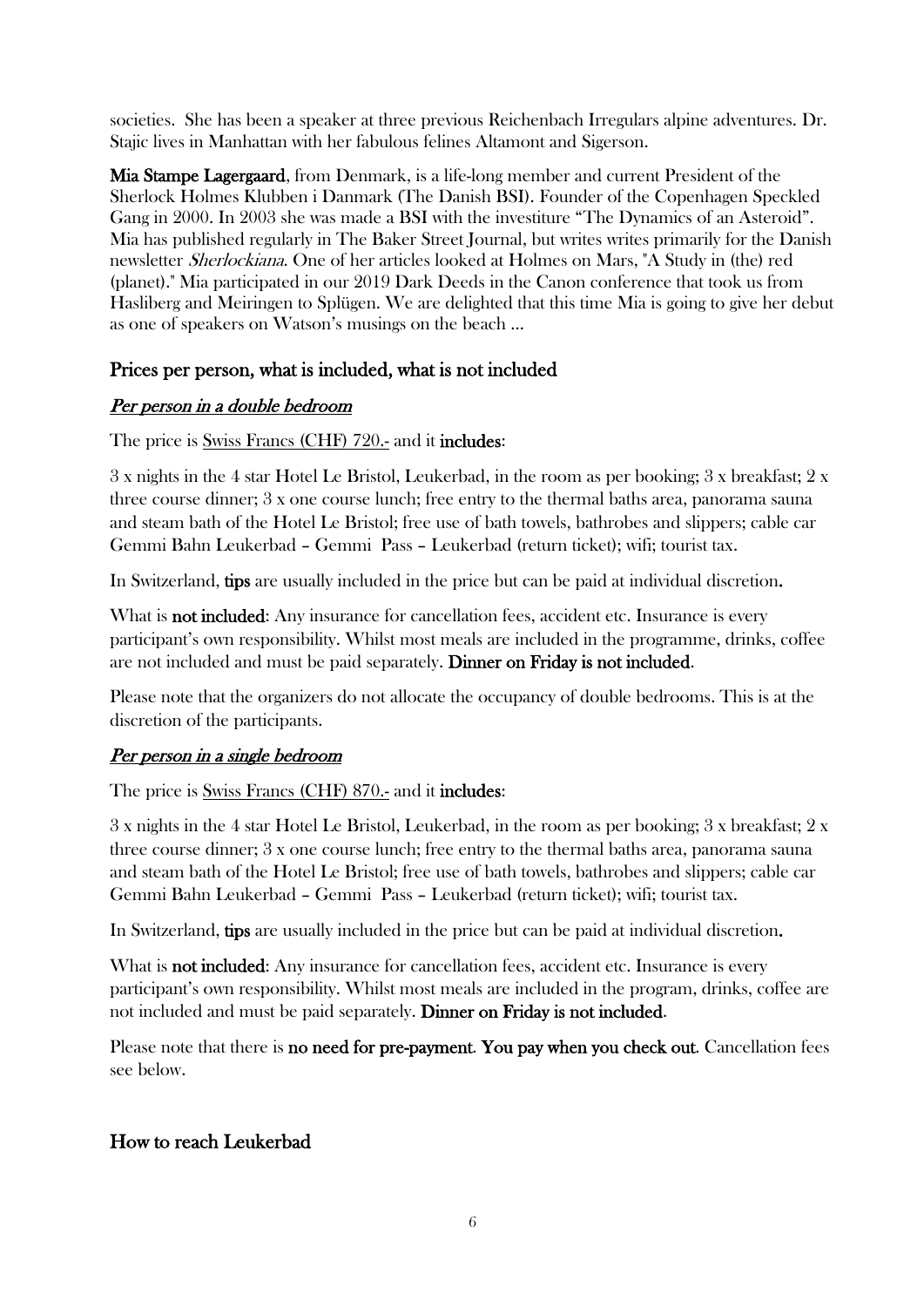societies. She has been a speaker at three previous Reichenbach Irregulars alpine adventures. Dr. Stajic lives in Manhattan with her fabulous felines Altamont and Sigerson.

**Mia Stampe Lagergaard**, from Denmark, is a life-long member and current President of the Sherlock Holmes Klubben i Danmark (The Danish BSI). Founder of the Copenhagen Speckled Gang in 2000. In 2003 she was made a BSI with the investiture "The Dynamics of an Asteroid". Mia has published regularly in The Baker Street Journal, but writes writes primarily for the Danish newsletter *Sherlockiana*. One of her articles looked at Holmes on Mars, "A Study in (the) red (planet)." Mia participated in our 2019 Dark Deeds in the Canon conference that took us from Hasliberg and Meiringen to Splügen. We are delighted that this time Mia is going to give her debut as one of speakers on Watson's musings on the beach …

## Prices per person, what is included, what is not included

### *Per person in a double bedroom*

The price is Swiss Francs (CHF) 720.- and it **includes**:

3 x nights in the 4 star Hotel Le Bristol, Leukerbad, in the room as per booking; 3 x breakfast; 2 x three course dinner; 3 x one course lunch; free entry to the thermal baths area, panorama sauna and steam bath of the Hotel Le Bristol; free use of bath towels, bathrobes and slippers; cable car Gemmi Bahn Leukerbad – Gemmi Pass – Leukerbad (return ticket); wifi; tourist tax.

In Switzerland, **tips** are usually included in the price but can be paid at individual discretion**.**

What is **not included**: Any insurance for cancellation fees, accident etc. Insurance is every participant's own responsibility. Whilst most meals are included in the programme, drinks, coffee are not included and must be paid separately. **Dinner on Friday is not included**.

Please note that the organizers do not allocate the occupancy of double bedrooms. This is at the discretion of the participants.

### *Per person in a single bedroom*

The price is Swiss Francs (CHF) 870.- and it **includes**:

3 x nights in the 4 star Hotel Le Bristol, Leukerbad, in the room as per booking; 3 x breakfast; 2 x three course dinner; 3 x one course lunch; free entry to the thermal baths area, panorama sauna and steam bath of the Hotel Le Bristol; free use of bath towels, bathrobes and slippers; cable car Gemmi Bahn Leukerbad – Gemmi Pass – Leukerbad (return ticket); wifi; tourist tax.

In Switzerland, **tips** are usually included in the price but can be paid at individual discretion**.**

What is **not included**: Any insurance for cancellation fees, accident etc. Insurance is every participant's own responsibility. Whilst most meals are included in the program, drinks, coffee are not included and must be paid separately. **Dinner on Friday is not included**.

Please note that there is **no need for pre-payment. You pay when you check out.** Cancellation fees see below.

## How to reach Leukerbad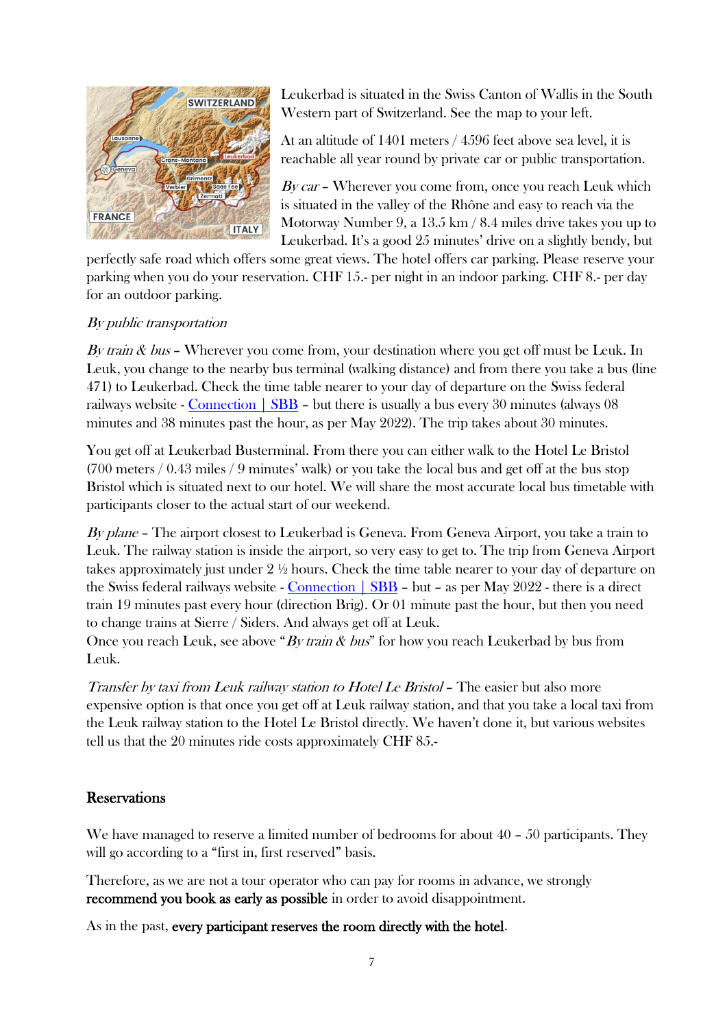Leukerbad is situated in the Swiss Canton of Wallis in the South Western part of Switzerland. See the map to your left.

At an altitude of 1401 meters / 4596 feet above sea level, it is reachable all year round by private car or public transportation.

*By car* – Wherever you come from, once you reach Leuk which is situated in the valley of the Rhône and easy to reach via the Motorway Number 9, a 13.5 km / 8.4 miles drive takes you up to Leukerbad. It's a good 25 minutes' drive on a slightly bendy, but perfectly safe road which offers some great views. The hotel offers car parking. Please reserve your parking when you do your reservation. CHF 15.- per night in an indoor parking. CHF 8.- per day for an outdoor parking.

*By public transportation*

*By train & bus* – Wherever you come from, your destination where you get off must be Leuk. In Leuk, you change to the nearby bus terminal (walking distance) and from there you take a bus (line 471) to Leukerbad. Check the time table nearer to your day of departure on the Swiss federal railways website - Connection | SBB – but there is usually a bus every 30 minutes (always 08 minutes and 38 minutes past the hour, as per May 2022). The trip takes about 30 minutes.

You get off at Leukerbad Busterminal. From there you can either walk to the Hotel Le Bristol (700 meters / 0.43 miles / 9 minutes' walk) or you take the local bus and get off at the bus stop Bristol which is situated next to our hotel. We will share the most accurate local bus timetable with participants closer to the actual start of our weekend.

*By plane* – The airport closest to Leukerbad is Geneva. From Geneva Airport, you take a train to Leuk. The railway station is inside the airport, so very easy to get to. The trip from Geneva Airport takes approximately just under 2 ½ hours. Check the time table nearer to your day of departure on the Swiss federal railways website - Connection | SBB – but – as per May 2022 - there is a direct train 19 minutes past every hour (direction Brig). Or 01 minute past the hour, but then you need to change trains at Sierre / Siders. And always get off at Leuk.
Once you reach Leuk, see above "*By train & bus*" for how you reach Leukerbad by bus from Leuk.

*Transfer by taxi from Leuk railway station to Hotel Le Bristol* – The easier but also more expensive option is that once you get off at Leuk railway station, and that you take a local taxi from the Leuk railway station to the Hotel Le Bristol directly. We haven't done it, but various websites tell us that the 20 minutes ride costs approximately CHF 85.-

## Reservations

We have managed to reserve a limited number of bedrooms for about 40 – 50 participants. They will go according to a "first in, first reserved" basis.

Therefore, as we are not a tour operator who can pay for rooms in advance, we strongly **recommend you book as early as possible** in order to avoid disappointment.

As in the past, **every participant reserves the room directly with the hotel**.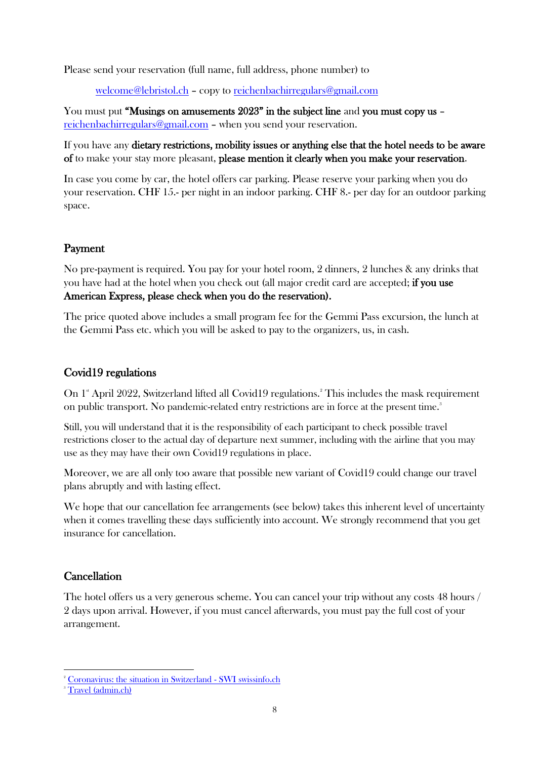Please send your reservation (full name, full address, phone number) to

welcome@lebristol.ch – copy to reichenbachirregulars@gmail.com

You must put **"Musings on amusements 2023" in the subject line** and **you must copy us** – reichenbachirregulars@gmail.com – when you send your reservation.

If you have any **dietary restrictions, mobility issues or anything else that the hotel needs to be aware of** to make your stay more pleasant, **please mention it clearly when you make your reservation**.

In case you come by car, the hotel offers car parking. Please reserve your parking when you do your reservation. CHF 15.- per night in an indoor parking. CHF 8.- per day for an outdoor parking space.

## Payment

No pre-payment is required. You pay for your hotel room, 2 dinners, 2 lunches & any drinks that you have had at the hotel when you check out (all major credit card are accepted; **if you use American Express, please check when you do the reservation).**

The price quoted above includes a small program fee for the Gemmi Pass excursion, the lunch at the Gemmi Pass etc. which you will be asked to pay to the organizers, us, in cash.

## Covid19 regulations

On 1st April 2022, Switzerland lifted all Covid19 regulations.[2] This includes the mask requirement on public transport. No pandemic-related entry restrictions are in force at the present time.[3]

Still, you will understand that it is the responsibility of each participant to check possible travel restrictions closer to the actual day of departure next summer, including with the airline that you may use as they may have their own Covid19 regulations in place.

Moreover, we are all only too aware that possible new variant of Covid19 could change our travel plans abruptly and with lasting effect.

We hope that our cancellation fee arrangements (see below) takes this inherent level of uncertainty when it comes travelling these days sufficiently into account. We strongly recommend that you get insurance for cancellation.

## Cancellation

The hotel offers us a very generous scheme. You can cancel your trip without any costs 48 hours / 2 days upon arrival. However, if you must cancel afterwards, you must pay the full cost of your arrangement.

---

[2] Coronavirus: the situation in Switzerland - SWI swissinfo.ch

[3] Travel (admin.ch)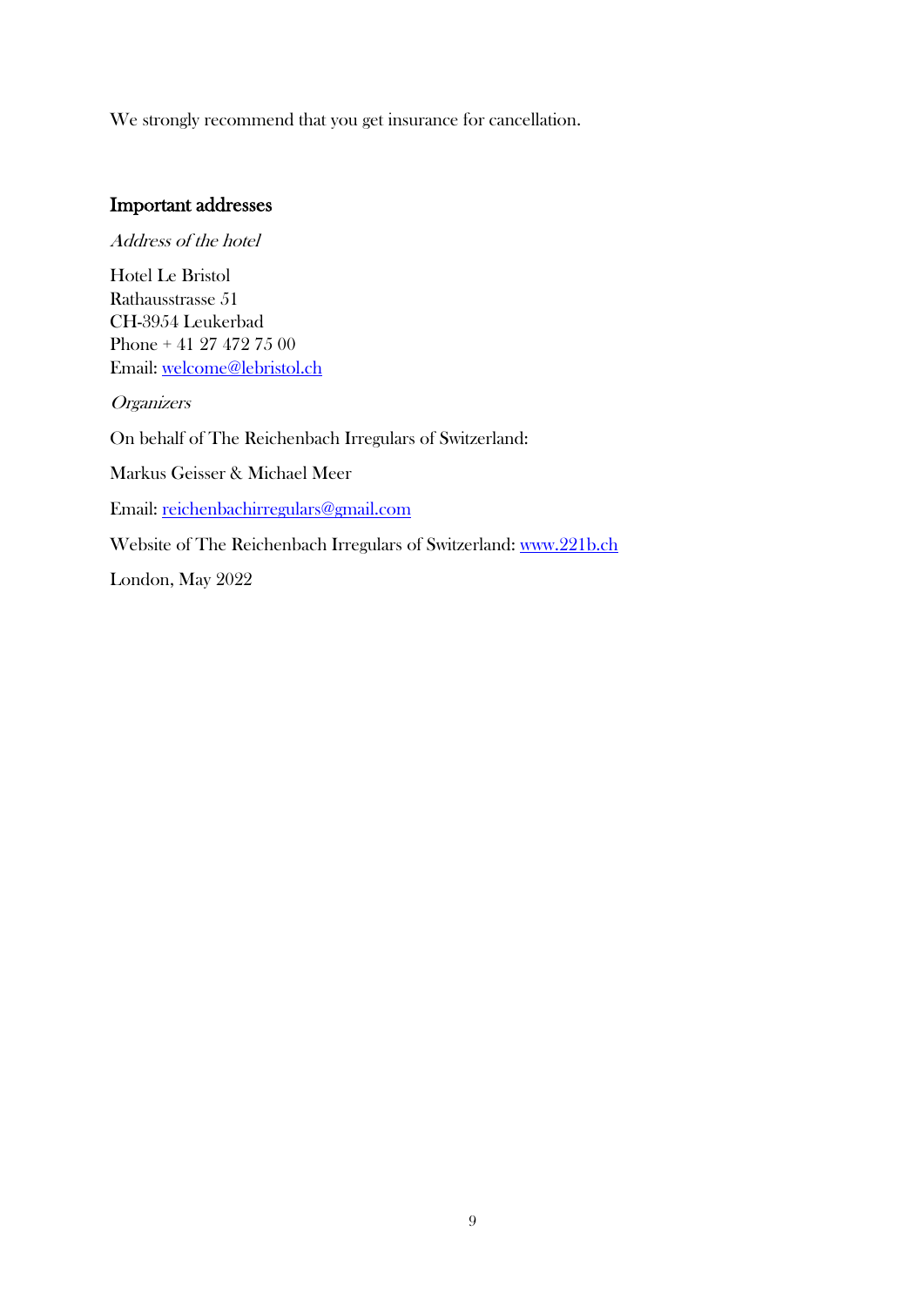We strongly recommend that you get insurance for cancellation.

## Important addresses

*Address of the hotel*

Hotel Le Bristol
Rathausstrasse 51
CH-3954 Leukerbad
Phone + 41 27 472 75 00
Email: welcome@lebristol.ch

*Organizers*

On behalf of The Reichenbach Irregulars of Switzerland:

Markus Geisser & Michael Meer

Email: reichenbachirregulars@gmail.com

Website of The Reichenbach Irregulars of Switzerland: www.221b.ch

London, May 2022